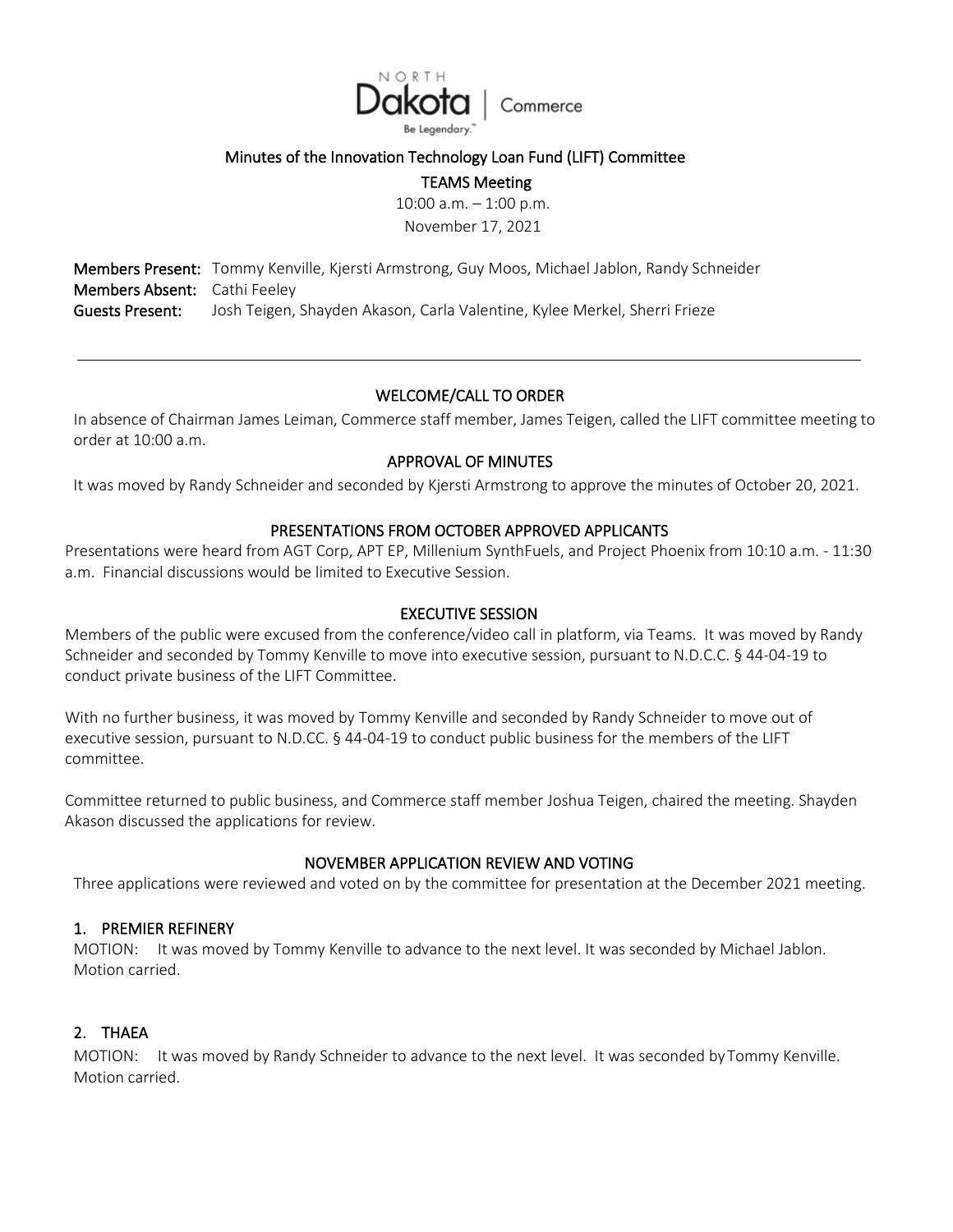NORTH Dakota | Commerce
Be Legendary.™

# Minutes of the Innovation Technology Loan Fund (LIFT) Committee

## TEAMS Meeting

10:00 a.m. – 1:00 p.m.
November 17, 2021

**Members Present:** Tommy Kenville, Kjersti Armstrong, Guy Moos, Michael Jablon, Randy Schneider
**Members Absent:** Cathi Feeley
**Guests Present:** Josh Teigen, Shayden Akason, Carla Valentine, Kylee Merkel, Sherri Frieze

---

### WELCOME/CALL TO ORDER

In absence of Chairman James Leiman, Commerce staff member, James Teigen, called the LIFT committee meeting to order at 10:00 a.m.

### APPROVAL OF MINUTES

It was moved by Randy Schneider and seconded by Kjersti Armstrong to approve the minutes of October 20, 2021.

### PRESENTATIONS FROM OCTOBER APPROVED APPLICANTS

Presentations were heard from AGT Corp, APT EP, Millenium SynthFuels, and Project Phoenix from 10:10 a.m. - 11:30 a.m. Financial discussions would be limited to Executive Session.

### EXECUTIVE SESSION

Members of the public were excused from the conference/video call in platform, via Teams. It was moved by Randy Schneider and seconded by Tommy Kenville to move into executive session, pursuant to N.D.C.C. § 44-04-19 to conduct private business of the LIFT Committee.

With no further business, it was moved by Tommy Kenville and seconded by Randy Schneider to move out of executive session, pursuant to N.D.CC. § 44-04-19 to conduct public business for the members of the LIFT committee.

Committee returned to public business, and Commerce staff member Joshua Teigen, chaired the meeting. Shayden Akason discussed the applications for review.

### NOVEMBER APPLICATION REVIEW AND VOTING

Three applications were reviewed and voted on by the committee for presentation at the December 2021 meeting.

#### 1. PREMIER REFINERY

MOTION: It was moved by Tommy Kenville to advance to the next level. It was seconded by Michael Jablon. Motion carried.

#### 2. THAEA

MOTION: It was moved by Randy Schneider to advance to the next level. It was seconded by Tommy Kenville. Motion carried.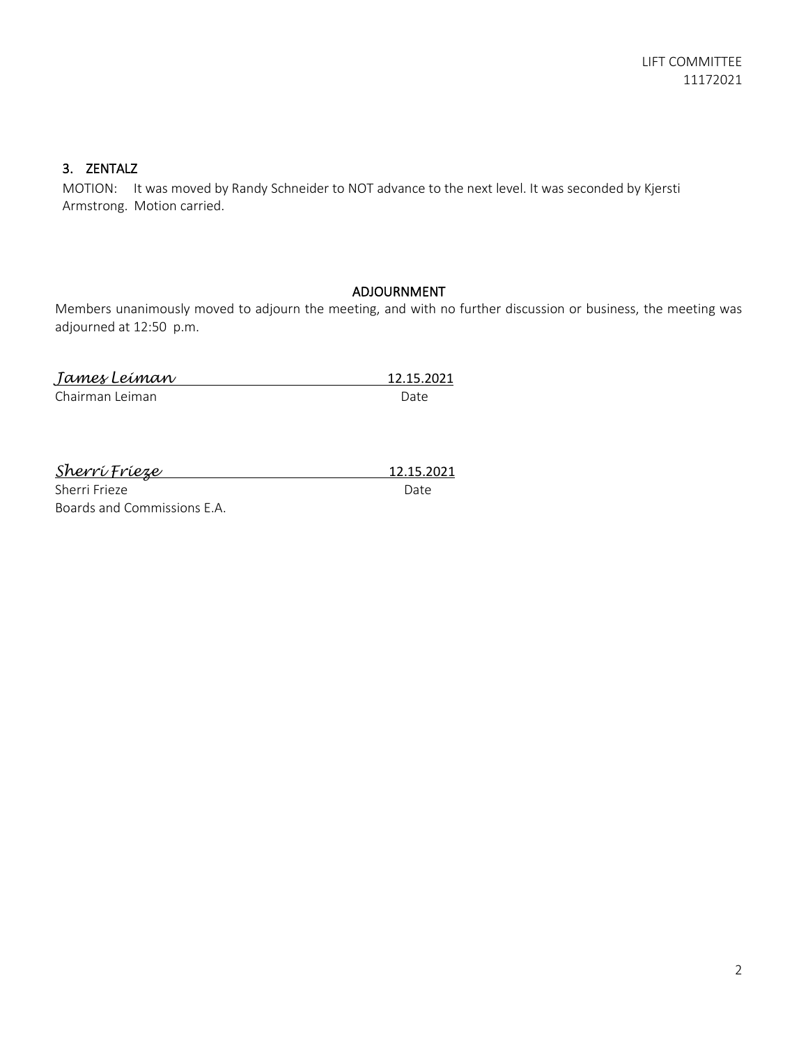## 3. ZENTALZ

MOTION: It was moved by Randy Schneider to NOT advance to the next level. It was seconded by Kjersti Armstrong. Motion carried.

## ADJOURNMENT

Members unanimously moved to adjourn the meeting, and with no further discussion or business, the meeting was adjourned at 12:50 p.m.

*James Leiman* 12.15.2021

Chairman Leiman Date

*Sherri Frieze* 12.15.2021

Sherri Frieze Date

Boards and Commissions E.A.